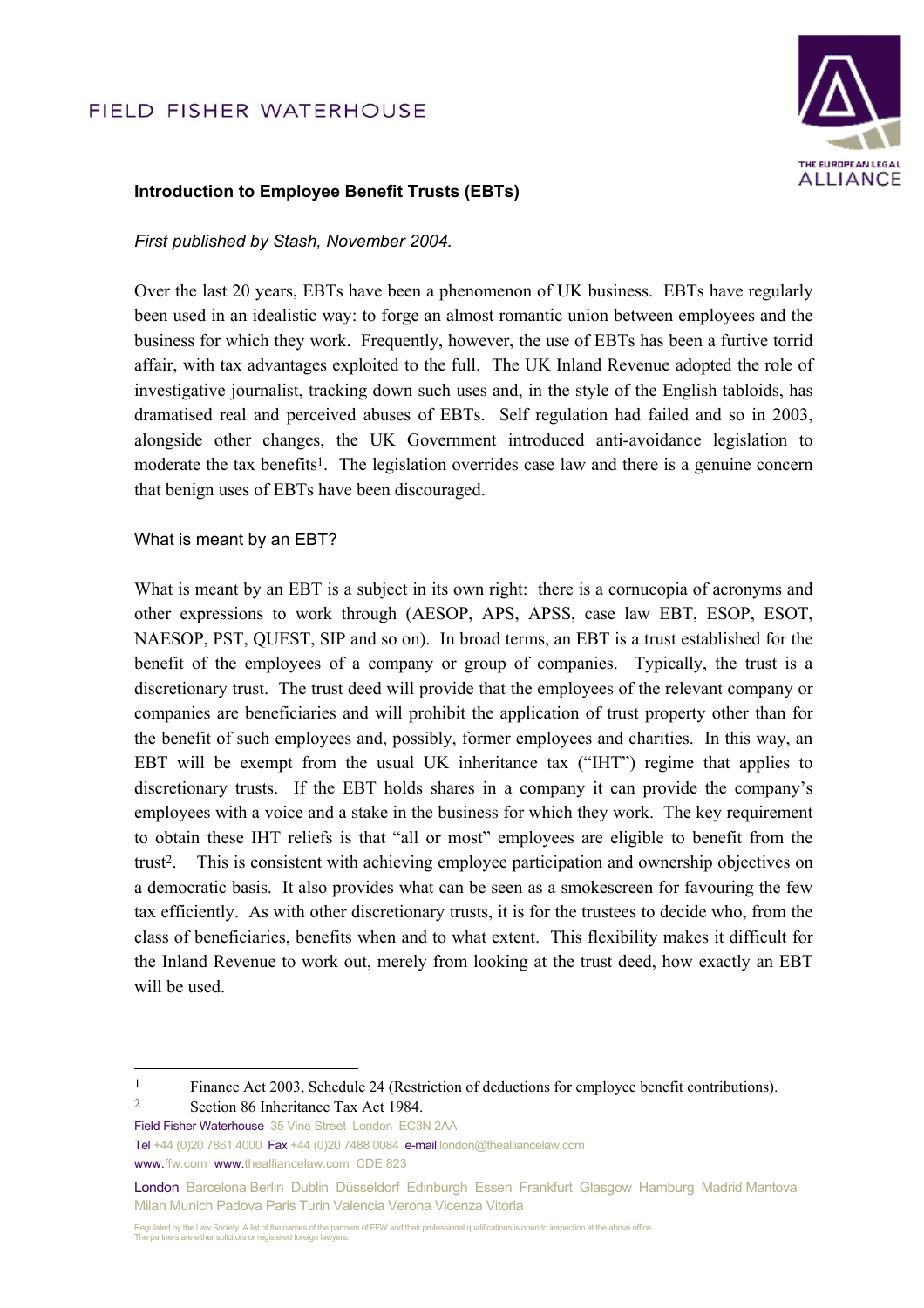FIELD FISHER WATERHOUSE

THE EUROPEAN LEGAL ALLIANCE

## Introduction to Employee Benefit Trusts (EBTs)

*First published by Stash, November 2004.*

Over the last 20 years, EBTs have been a phenomenon of UK business. EBTs have regularly been used in an idealistic way: to forge an almost romantic union between employees and the business for which they work. Frequently, however, the use of EBTs has been a furtive torrid affair, with tax advantages exploited to the full. The UK Inland Revenue adopted the role of investigative journalist, tracking down such uses and, in the style of the English tabloids, has dramatised real and perceived abuses of EBTs. Self regulation had failed and so in 2003, alongside other changes, the UK Government introduced anti-avoidance legislation to moderate the tax benefits[1]. The legislation overrides case law and there is a genuine concern that benign uses of EBTs have been discouraged.

### What is meant by an EBT?

What is meant by an EBT is a subject in its own right: there is a cornucopia of acronyms and other expressions to work through (AESOP, APS, APSS, case law EBT, ESOP, ESOT, NAESOP, PST, QUEST, SIP and so on). In broad terms, an EBT is a trust established for the benefit of the employees of a company or group of companies. Typically, the trust is a discretionary trust. The trust deed will provide that the employees of the relevant company or companies are beneficiaries and will prohibit the application of trust property other than for the benefit of such employees and, possibly, former employees and charities. In this way, an EBT will be exempt from the usual UK inheritance tax ("IHT") regime that applies to discretionary trusts. If the EBT holds shares in a company it can provide the company's employees with a voice and a stake in the business for which they work. The key requirement to obtain these IHT reliefs is that "all or most" employees are eligible to benefit from the trust[2]. This is consistent with achieving employee participation and ownership objectives on a democratic basis. It also provides what can be seen as a smokescreen for favouring the few tax efficiently. As with other discretionary trusts, it is for the trustees to decide who, from the class of beneficiaries, benefits when and to what extent. This flexibility makes it difficult for the Inland Revenue to work out, merely from looking at the trust deed, how exactly an EBT will be used.

---

[1] Finance Act 2003, Schedule 24 (Restriction of deductions for employee benefit contributions).

[2] Section 86 Inheritance Tax Act 1984.

Field Fisher Waterhouse 35 Vine Street London EC3N 2AA
Tel +44 (0)20 7861 4000 Fax +44 (0)20 7488 0084 e-mail london@thealliancelaw.com
www.ffw.com www.thealliancelaw.com CDE 823

London Barcelona Berlin Dublin Düsseldorf Edinburgh Essen Frankfurt Glasgow Hamburg Madrid Mantova Milan Munich Padova Paris Turin Valencia Verona Vicenza Vitoria

Regulated by the Law Society. A list of the names of the partners of FFW and their professional qualifications is open to inspection at the above office.
The partners are either solicitors or registered foreign lawyers.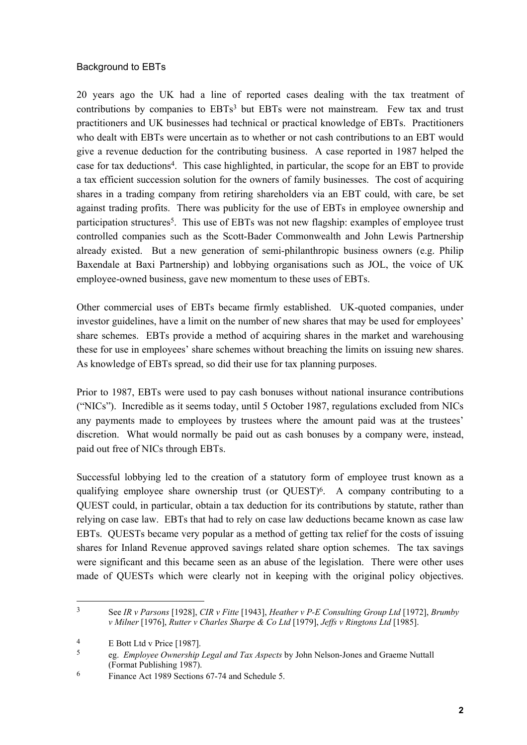## Background to EBTs

20 years ago the UK had a line of reported cases dealing with the tax treatment of contributions by companies to EBTs[3] but EBTs were not mainstream. Few tax and trust practitioners and UK businesses had technical or practical knowledge of EBTs. Practitioners who dealt with EBTs were uncertain as to whether or not cash contributions to an EBT would give a revenue deduction for the contributing business. A case reported in 1987 helped the case for tax deductions[4]. This case highlighted, in particular, the scope for an EBT to provide a tax efficient succession solution for the owners of family businesses. The cost of acquiring shares in a trading company from retiring shareholders via an EBT could, with care, be set against trading profits. There was publicity for the use of EBTs in employee ownership and participation structures[5]. This use of EBTs was not new flagship: examples of employee trust controlled companies such as the Scott-Bader Commonwealth and John Lewis Partnership already existed. But a new generation of semi-philanthropic business owners (e.g. Philip Baxendale at Baxi Partnership) and lobbying organisations such as JOL, the voice of UK employee-owned business, gave new momentum to these uses of EBTs.

Other commercial uses of EBTs became firmly established. UK-quoted companies, under investor guidelines, have a limit on the number of new shares that may be used for employees' share schemes. EBTs provide a method of acquiring shares in the market and warehousing these for use in employees' share schemes without breaching the limits on issuing new shares. As knowledge of EBTs spread, so did their use for tax planning purposes.

Prior to 1987, EBTs were used to pay cash bonuses without national insurance contributions ("NICs"). Incredible as it seems today, until 5 October 1987, regulations excluded from NICs any payments made to employees by trustees where the amount paid was at the trustees' discretion. What would normally be paid out as cash bonuses by a company were, instead, paid out free of NICs through EBTs.

Successful lobbying led to the creation of a statutory form of employee trust known as a qualifying employee share ownership trust (or QUEST)[6]. A company contributing to a QUEST could, in particular, obtain a tax deduction for its contributions by statute, rather than relying on case law. EBTs that had to rely on case law deductions became known as case law EBTs. QUESTs became very popular as a method of getting tax relief for the costs of issuing shares for Inland Revenue approved savings related share option schemes. The tax savings were significant and this became seen as an abuse of the legislation. There were other uses made of QUESTs which were clearly not in keeping with the original policy objectives.

---

[3] See *IR v Parsons* [1928], *CIR v Fitte* [1943], *Heather v P-E Consulting Group Ltd* [1972], *Brumby v Milner* [1976], *Rutter v Charles Sharpe & Co Ltd* [1979], *Jeffs v Ringtons Ltd* [1985].

[4] E Bott Ltd v Price [1987].

[5] eg. *Employee Ownership Legal and Tax Aspects* by John Nelson-Jones and Graeme Nuttall (Format Publishing 1987).

[6] Finance Act 1989 Sections 67-74 and Schedule 5.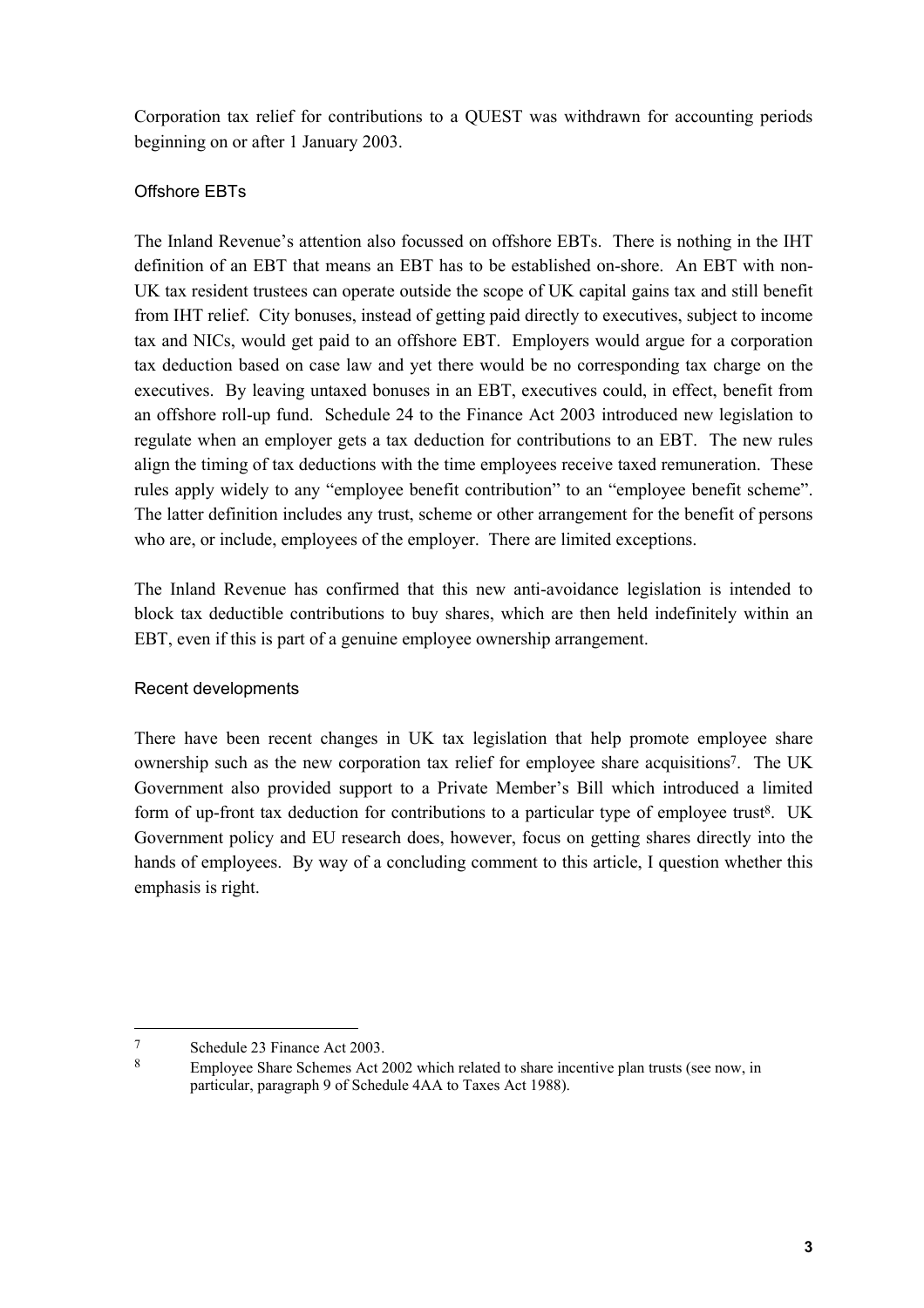Corporation tax relief for contributions to a QUEST was withdrawn for accounting periods beginning on or after 1 January 2003.

### Offshore EBTs

The Inland Revenue's attention also focussed on offshore EBTs. There is nothing in the IHT definition of an EBT that means an EBT has to be established on-shore. An EBT with non-UK tax resident trustees can operate outside the scope of UK capital gains tax and still benefit from IHT relief. City bonuses, instead of getting paid directly to executives, subject to income tax and NICs, would get paid to an offshore EBT. Employers would argue for a corporation tax deduction based on case law and yet there would be no corresponding tax charge on the executives. By leaving untaxed bonuses in an EBT, executives could, in effect, benefit from an offshore roll-up fund. Schedule 24 to the Finance Act 2003 introduced new legislation to regulate when an employer gets a tax deduction for contributions to an EBT. The new rules align the timing of tax deductions with the time employees receive taxed remuneration. These rules apply widely to any "employee benefit contribution" to an "employee benefit scheme". The latter definition includes any trust, scheme or other arrangement for the benefit of persons who are, or include, employees of the employer. There are limited exceptions.

The Inland Revenue has confirmed that this new anti-avoidance legislation is intended to block tax deductible contributions to buy shares, which are then held indefinitely within an EBT, even if this is part of a genuine employee ownership arrangement.

### Recent developments

There have been recent changes in UK tax legislation that help promote employee share ownership such as the new corporation tax relief for employee share acquisitions[7]. The UK Government also provided support to a Private Member's Bill which introduced a limited form of up-front tax deduction for contributions to a particular type of employee trust[8]. UK Government policy and EU research does, however, focus on getting shares directly into the hands of employees. By way of a concluding comment to this article, I question whether this emphasis is right.

---

[7] Schedule 23 Finance Act 2003.

[8] Employee Share Schemes Act 2002 which related to share incentive plan trusts (see now, in particular, paragraph 9 of Schedule 4AA to Taxes Act 1988).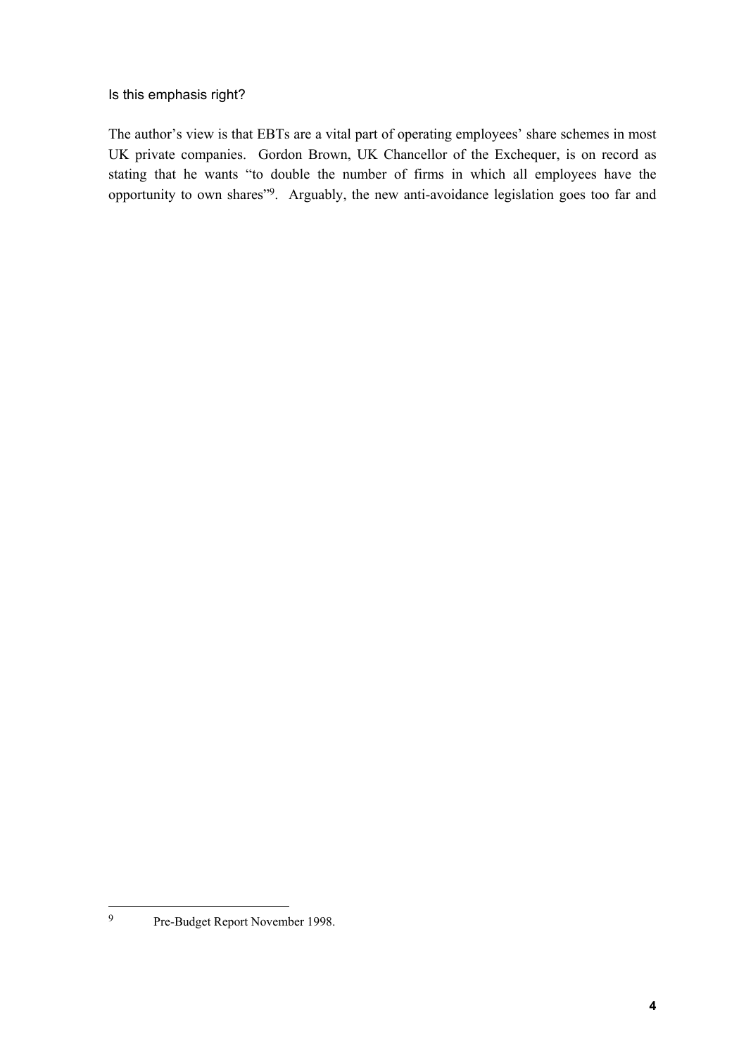Is this emphasis right?

The author's view is that EBTs are a vital part of operating employees' share schemes in most UK private companies. Gordon Brown, UK Chancellor of the Exchequer, is on record as stating that he wants "to double the number of firms in which all employees have the opportunity to own shares"[9]. Arguably, the new anti-avoidance legislation goes too far and

[9] Pre-Budget Report November 1998.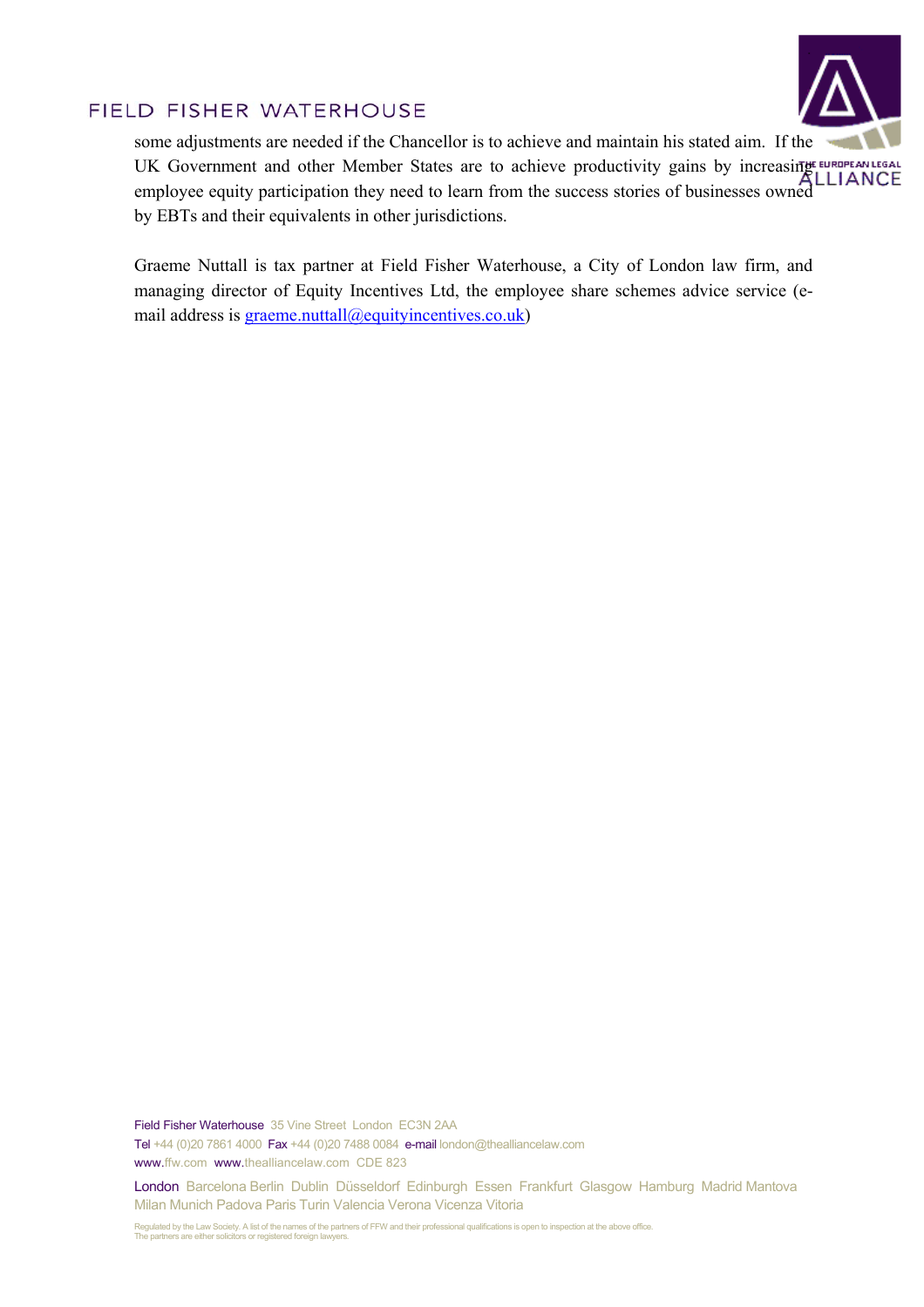some adjustments are needed if the Chancellor is to achieve and maintain his stated aim. If the UK Government and other Member States are to achieve productivity gains by increasing employee equity participation they need to learn from the success stories of businesses owned by EBTs and their equivalents in other jurisdictions.

Graeme Nuttall is tax partner at Field Fisher Waterhouse, a City of London law firm, and managing director of Equity Incentives Ltd, the employee share schemes advice service (e-mail address is graeme.nuttall@equityincentives.co.uk)